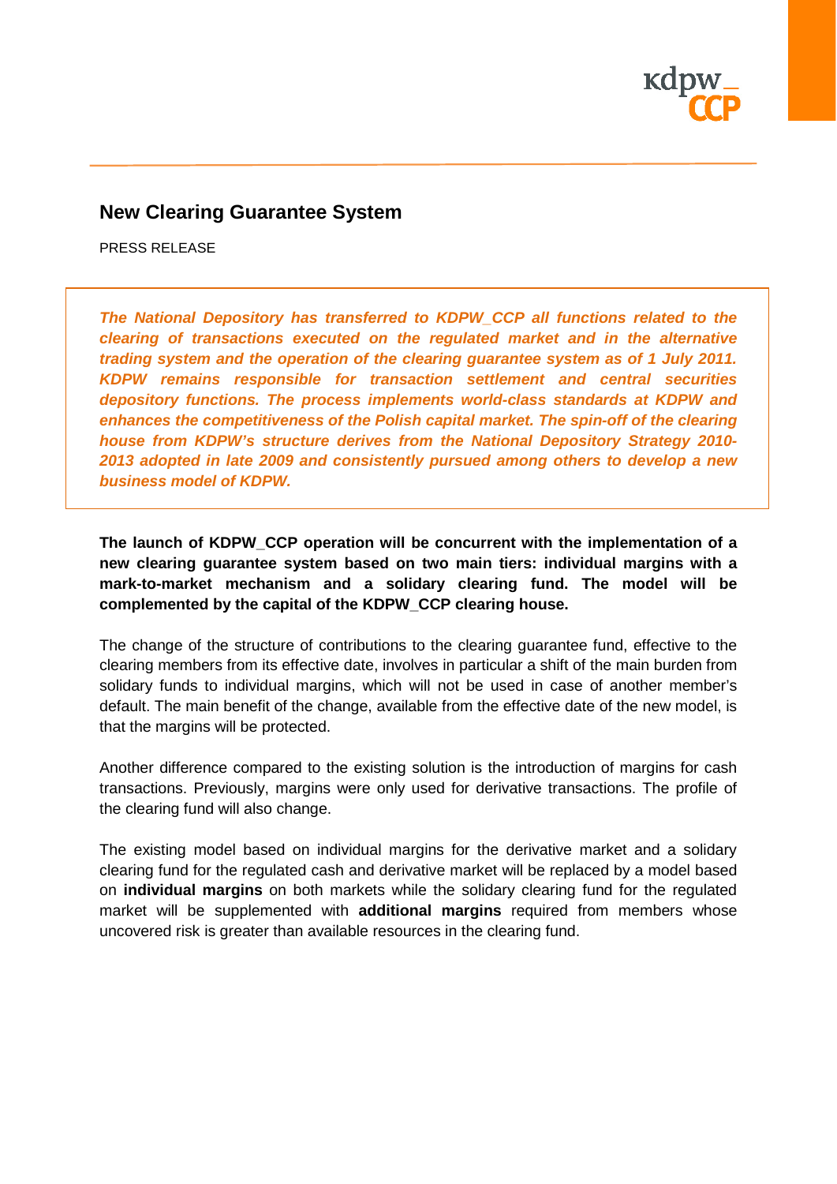# New Clearing Guarantee System

PRESS RELEASE

***The National Depository has transferred to KDPW_CCP all functions related to the clearing of transactions executed on the regulated market and in the alternative trading system and the operation of the clearing guarantee system as of 1 July 2011. KDPW remains responsible for transaction settlement and central securities depository functions. The process implements world-class standards at KDPW and enhances the competitiveness of the Polish capital market. The spin-off of the clearing house from KDPW's structure derives from the National Depository Strategy 2010-2013 adopted in late 2009 and consistently pursued among others to develop a new business model of KDPW.***

**The launch of KDPW_CCP operation will be concurrent with the implementation of a new clearing guarantee system based on two main tiers: individual margins with a mark-to-market mechanism and a solidary clearing fund. The model will be complemented by the capital of the KDPW_CCP clearing house.**

The change of the structure of contributions to the clearing guarantee fund, effective to the clearing members from its effective date, involves in particular a shift of the main burden from solidary funds to individual margins, which will not be used in case of another member's default. The main benefit of the change, available from the effective date of the new model, is that the margins will be protected.

Another difference compared to the existing solution is the introduction of margins for cash transactions. Previously, margins were only used for derivative transactions. The profile of the clearing fund will also change.

The existing model based on individual margins for the derivative market and a solidary clearing fund for the regulated cash and derivative market will be replaced by a model based on **individual margins** on both markets while the solidary clearing fund for the regulated market will be supplemented with **additional margins** required from members whose uncovered risk is greater than available resources in the clearing fund.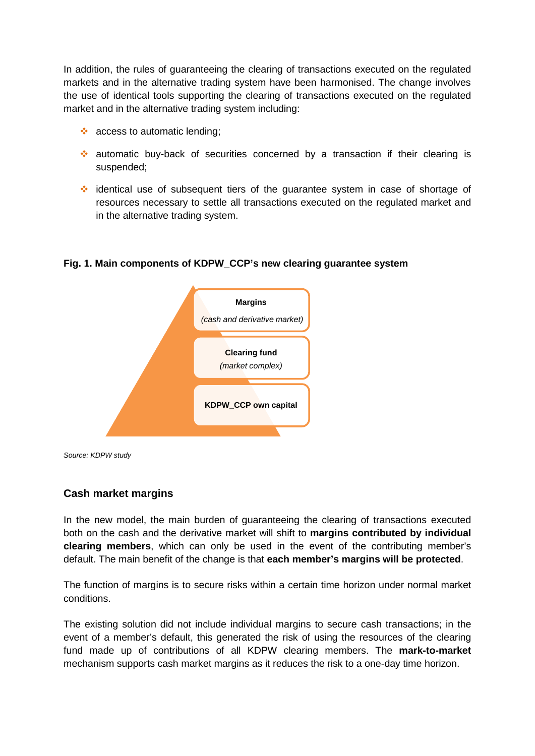In addition, the rules of guaranteeing the clearing of transactions executed on the regulated markets and in the alternative trading system have been harmonised. The change involves the use of identical tools supporting the clearing of transactions executed on the regulated market and in the alternative trading system including:

- access to automatic lending;
- automatic buy-back of securities concerned by a transaction if their clearing is suspended;
- identical use of subsequent tiers of the guarantee system in case of shortage of resources necessary to settle all transactions executed on the regulated market and in the alternative trading system.

**Fig. 1. Main components of KDPW_CCP's new clearing guarantee system**

**Margins**
*(cash and derivative market)*

**Clearing fund**
*(market complex)*

**KDPW_CCP own capital**

*Source: KDPW study*

### Cash market margins

In the new model, the main burden of guaranteeing the clearing of transactions executed both on the cash and the derivative market will shift to **margins contributed by individual clearing members**, which can only be used in the event of the contributing member's default. The main benefit of the change is that **each member's margins will be protected**.

The function of margins is to secure risks within a certain time horizon under normal market conditions.

The existing solution did not include individual margins to secure cash transactions; in the event of a member's default, this generated the risk of using the resources of the clearing fund made up of contributions of all KDPW clearing members. The **mark-to-market** mechanism supports cash market margins as it reduces the risk to a one-day time horizon.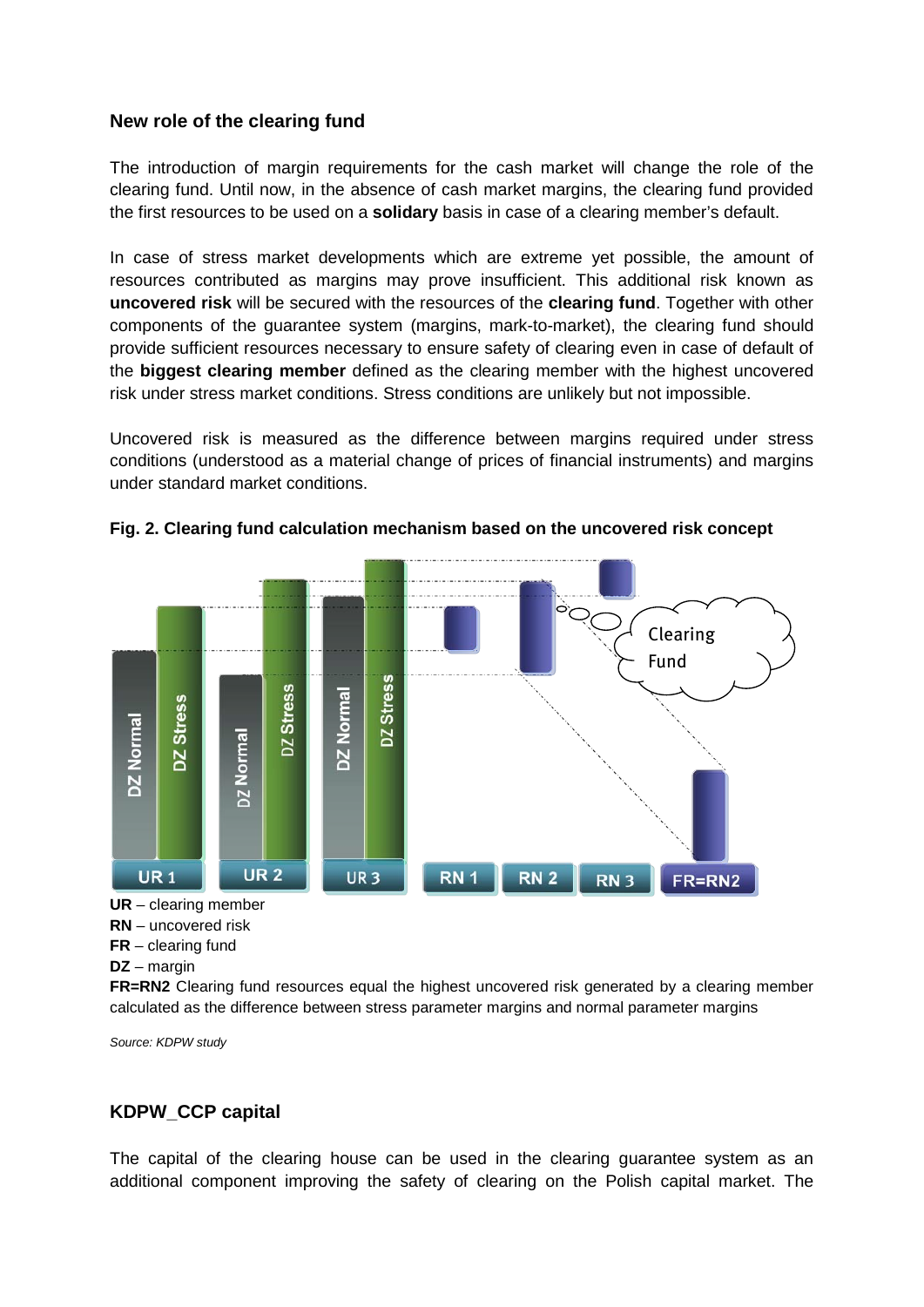## New role of the clearing fund

The introduction of margin requirements for the cash market will change the role of the clearing fund. Until now, in the absence of cash market margins, the clearing fund provided the first resources to be used on a **solidary** basis in case of a clearing member's default.

In case of stress market developments which are extreme yet possible, the amount of resources contributed as margins may prove insufficient. This additional risk known as **uncovered risk** will be secured with the resources of the **clearing fund**. Together with other components of the guarantee system (margins, mark-to-market), the clearing fund should provide sufficient resources necessary to ensure safety of clearing even in case of default of the **biggest clearing member** defined as the clearing member with the highest uncovered risk under stress market conditions. Stress conditions are unlikely but not impossible.

Uncovered risk is measured as the difference between margins required under stress conditions (understood as a material change of prices of financial instruments) and margins under standard market conditions.

**Fig. 2. Clearing fund calculation mechanism based on the uncovered risk concept**

**UR** – clearing member
**RN** – uncovered risk
**FR** – clearing fund
**DZ** – margin
**FR=RN2** Clearing fund resources equal the highest uncovered risk generated by a clearing member calculated as the difference between stress parameter margins and normal parameter margins

*Source: KDPW study*

## KDPW_CCP capital

The capital of the clearing house can be used in the clearing guarantee system as an additional component improving the safety of clearing on the Polish capital market. The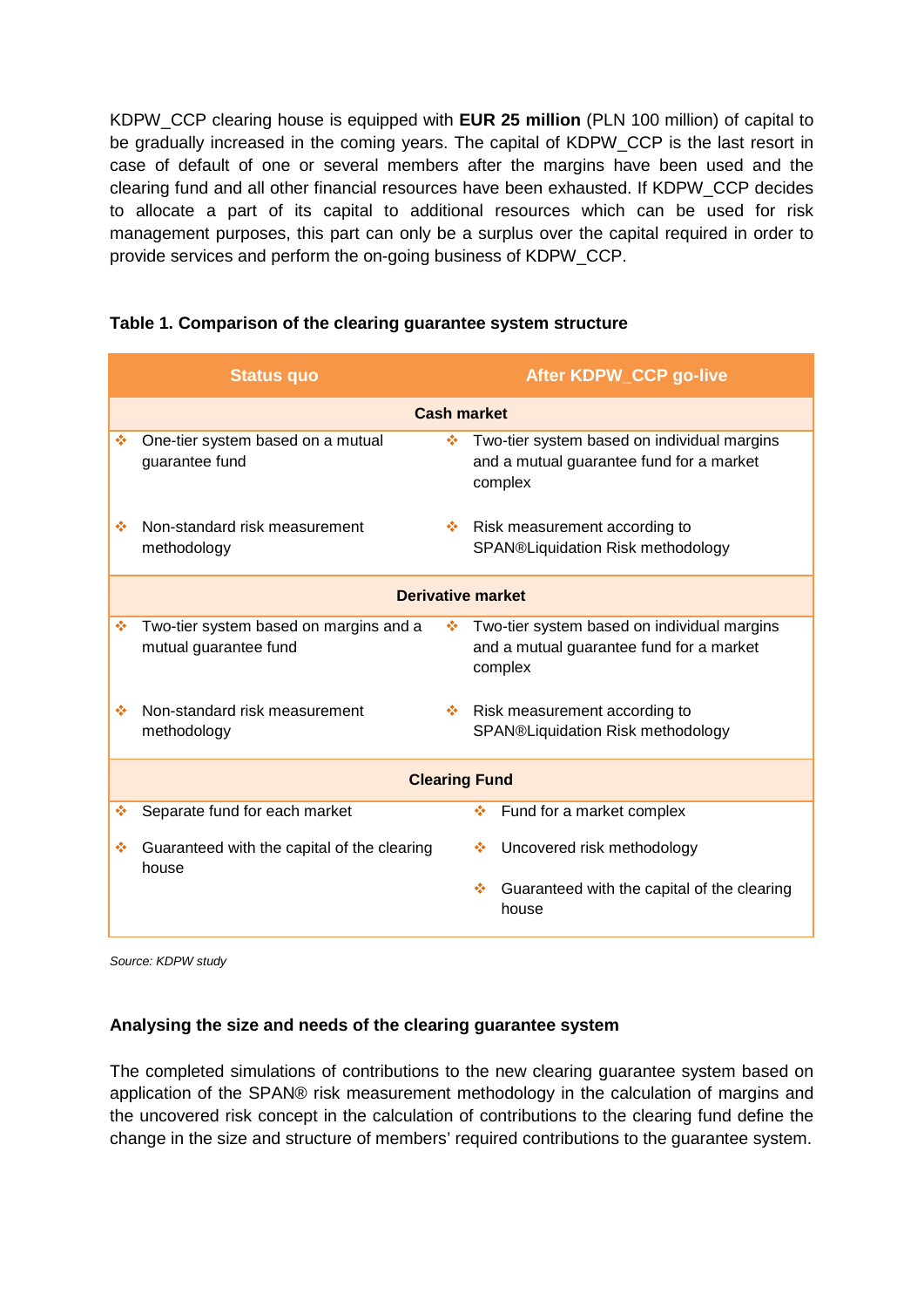KDPW_CCP clearing house is equipped with **EUR 25 million** (PLN 100 million) of capital to be gradually increased in the coming years. The capital of KDPW_CCP is the last resort in case of default of one or several members after the margins have been used and the clearing fund and all other financial resources have been exhausted. If KDPW_CCP decides to allocate a part of its capital to additional resources which can be used for risk management purposes, this part can only be a surplus over the capital required in order to provide services and perform the on-going business of KDPW_CCP.

**Table 1. Comparison of the clearing guarantee system structure**

| Status quo | After KDPW_CCP go-live |
|---|---|
| **Cash market** | |
| ❖ One-tier system based on a mutual guarantee fund | ❖ Two-tier system based on individual margins and a mutual guarantee fund for a market complex |
| ❖ Non-standard risk measurement methodology | ❖ Risk measurement according to SPAN®Liquidation Risk methodology |
| **Derivative market** | |
| ❖ Two-tier system based on margins and a mutual guarantee fund | ❖ Two-tier system based on individual margins and a mutual guarantee fund for a market complex |
| ❖ Non-standard risk measurement methodology | ❖ Risk measurement according to SPAN®Liquidation Risk methodology |
| **Clearing Fund** | |
| ❖ Separate fund for each market | ❖ Fund for a market complex |
| ❖ Guaranteed with the capital of the clearing house | ❖ Uncovered risk methodology |
| | ❖ Guaranteed with the capital of the clearing house |

*Source: KDPW study*

### Analysing the size and needs of the clearing guarantee system

The completed simulations of contributions to the new clearing guarantee system based on application of the SPAN® risk measurement methodology in the calculation of margins and the uncovered risk concept in the calculation of contributions to the clearing fund define the change in the size and structure of members' required contributions to the guarantee system.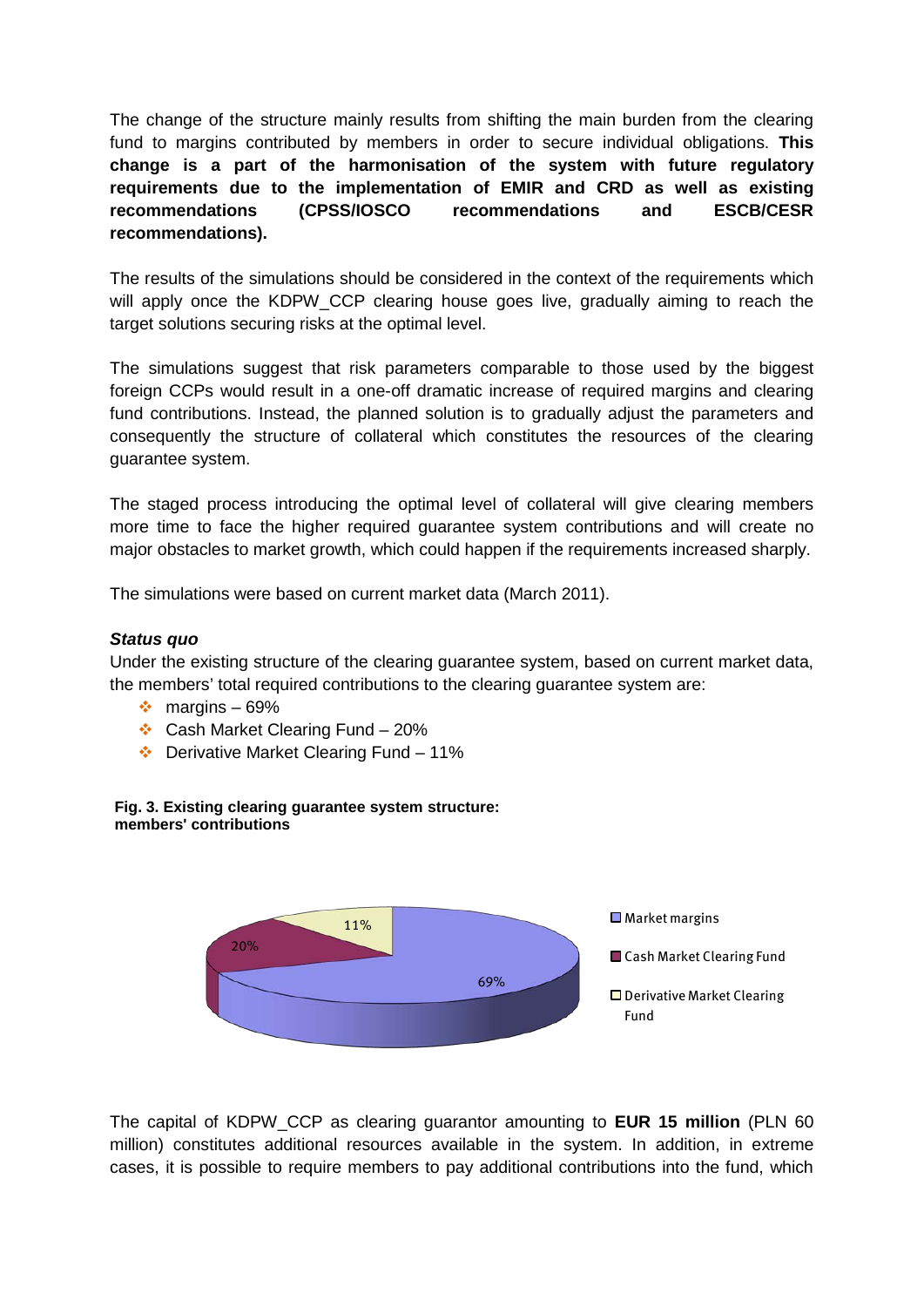The change of the structure mainly results from shifting the main burden from the clearing fund to margins contributed by members in order to secure individual obligations. **This change is a part of the harmonisation of the system with future regulatory requirements due to the implementation of EMIR and CRD as well as existing recommendations (CPSS/IOSCO recommendations and ESCB/CESR recommendations).**

The results of the simulations should be considered in the context of the requirements which will apply once the KDPW_CCP clearing house goes live, gradually aiming to reach the target solutions securing risks at the optimal level.

The simulations suggest that risk parameters comparable to those used by the biggest foreign CCPs would result in a one-off dramatic increase of required margins and clearing fund contributions. Instead, the planned solution is to gradually adjust the parameters and consequently the structure of collateral which constitutes the resources of the clearing guarantee system.

The staged process introducing the optimal level of collateral will give clearing members more time to face the higher required guarantee system contributions and will create no major obstacles to market growth, which could happen if the requirements increased sharply.

The simulations were based on current market data (March 2011).

***Status quo***

Under the existing structure of the clearing guarantee system, based on current market data, the members' total required contributions to the clearing guarantee system are:

- margins – 69%
- Cash Market Clearing Fund – 20%
- Derivative Market Clearing Fund – 11%

**Fig. 3. Existing clearing guarantee system structure: members' contributions**

The capital of KDPW_CCP as clearing guarantor amounting to **EUR 15 million** (PLN 60 million) constitutes additional resources available in the system. In addition, in extreme cases, it is possible to require members to pay additional contributions into the fund, which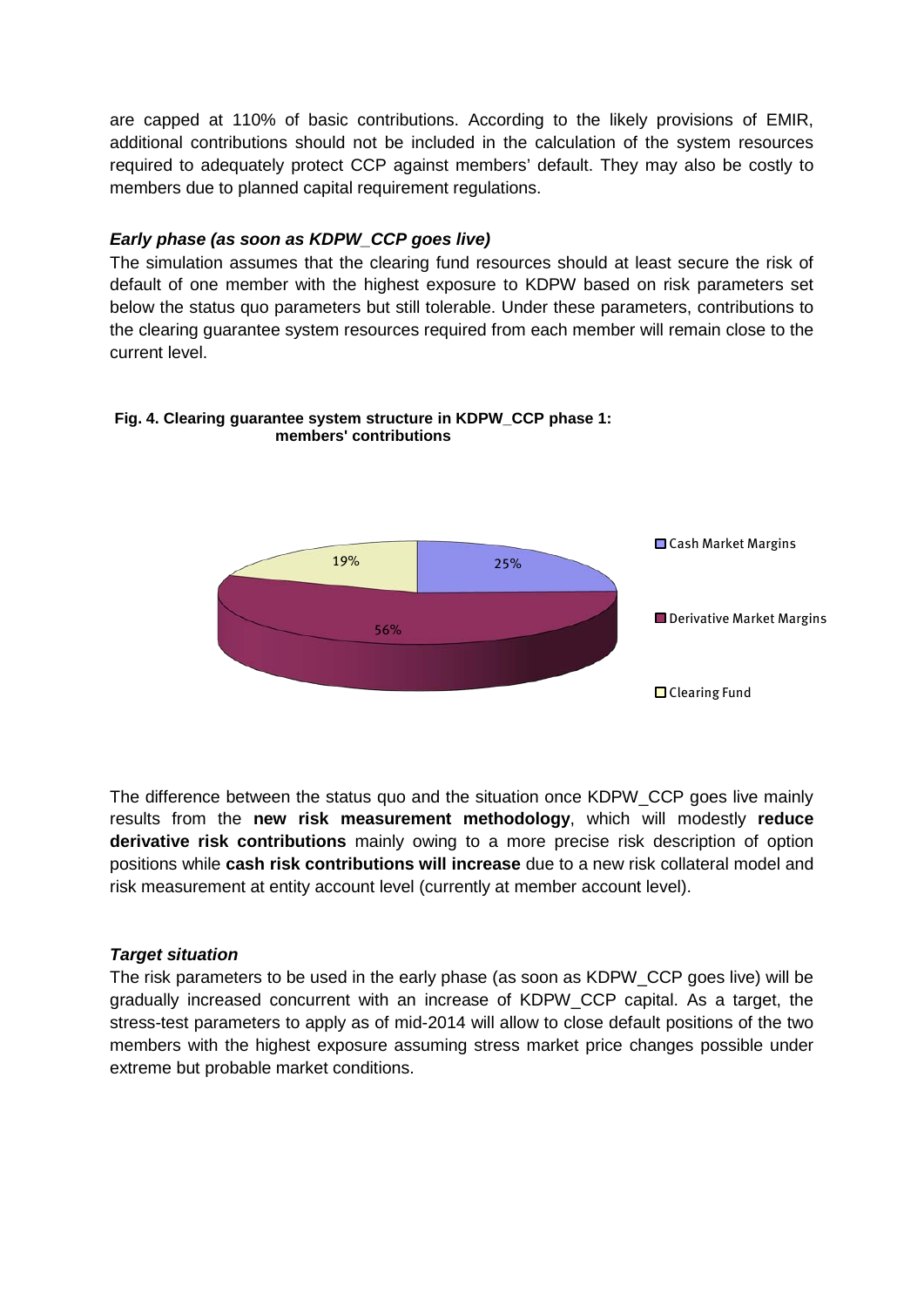are capped at 110% of basic contributions. According to the likely provisions of EMIR, additional contributions should not be included in the calculation of the system resources required to adequately protect CCP against members' default. They may also be costly to members due to planned capital requirement regulations.

***Early phase (as soon as KDPW_CCP goes live)***

The simulation assumes that the clearing fund resources should at least secure the risk of default of one member with the highest exposure to KDPW based on risk parameters set below the status quo parameters but still tolerable. Under these parameters, contributions to the clearing guarantee system resources required from each member will remain close to the current level.

**Fig. 4. Clearing guarantee system structure in KDPW_CCP phase 1: members' contributions**

| Component | Share |
|---|---|
| Cash Market Margins | 25% |
| Derivative Market Margins | 56% |
| Clearing Fund | 19% |

The difference between the status quo and the situation once KDPW_CCP goes live mainly results from the **new risk measurement methodology**, which will modestly **reduce derivative risk contributions** mainly owing to a more precise risk description of option positions while **cash risk contributions will increase** due to a new risk collateral model and risk measurement at entity account level (currently at member account level).

***Target situation***

The risk parameters to be used in the early phase (as soon as KDPW_CCP goes live) will be gradually increased concurrent with an increase of KDPW_CCP capital. As a target, the stress-test parameters to apply as of mid-2014 will allow to close default positions of the two members with the highest exposure assuming stress market price changes possible under extreme but probable market conditions.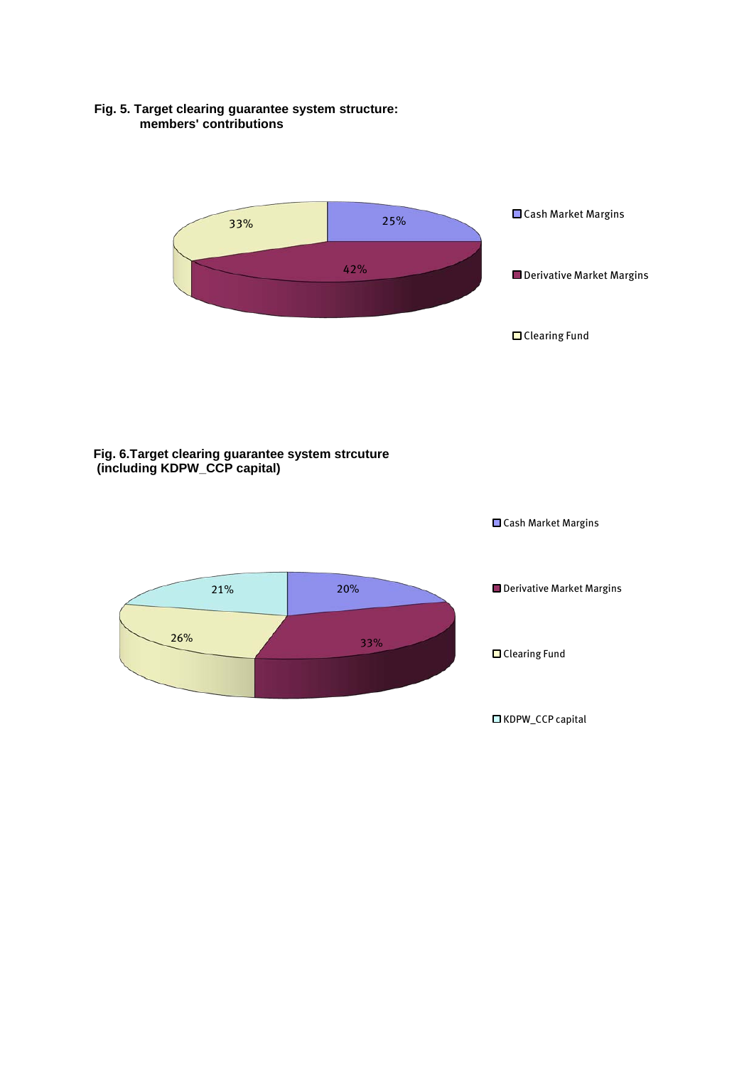**Fig. 5. Target clearing guarantee system structure: members' contributions**

33%

25%

42%

Cash Market Margins

Derivative Market Margins

Clearing Fund

**Fig. 6.Target clearing guarantee system strcuture (including KDPW_CCP capital)**

21%

20%

26%

33%

Cash Market Margins

Derivative Market Margins

Clearing Fund

KDPW_CCP capital